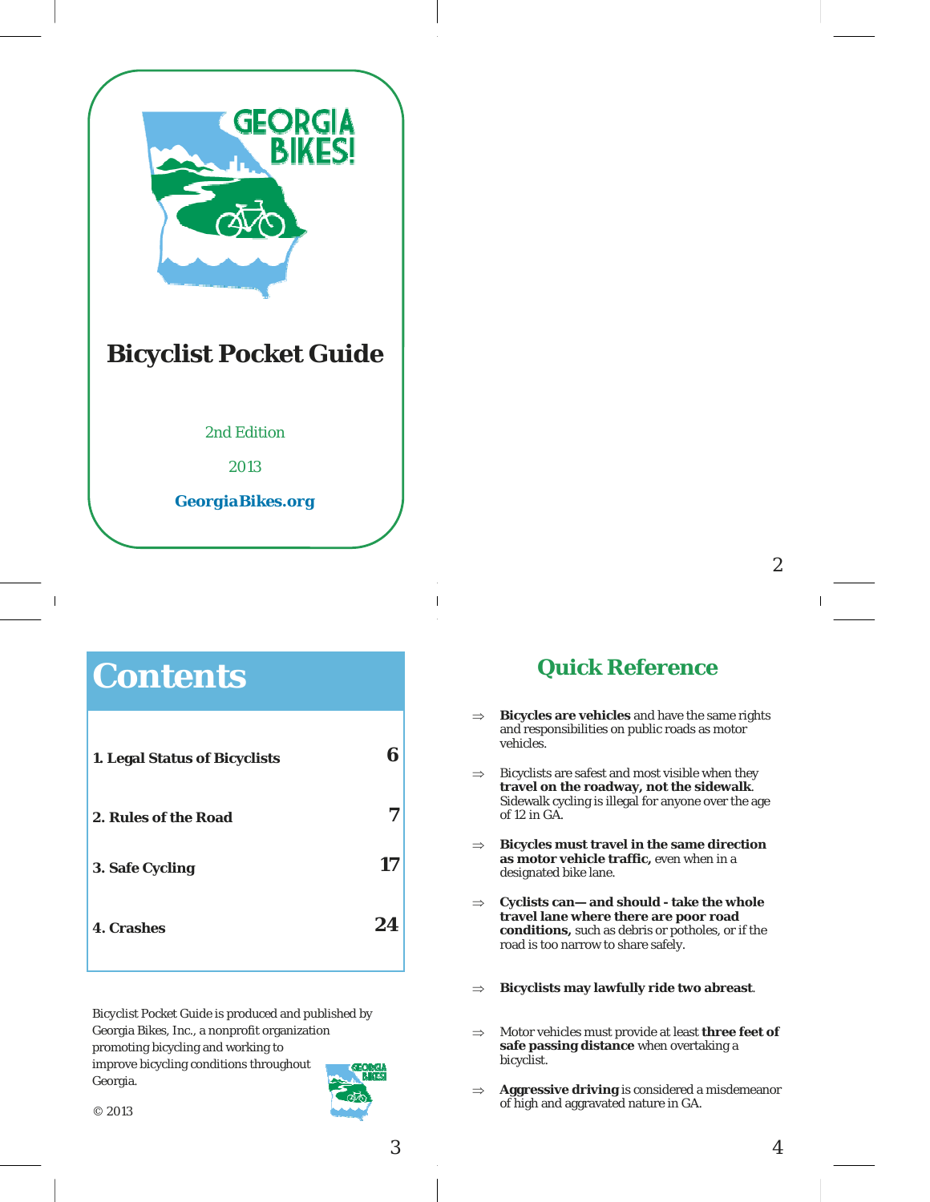# Bicyclist Pocket Guide

2nd Edition

2013

**GeorgiaBikes.org**

# Contents

| | |
|---|---|
| **1. Legal Status of Bicyclists** | **6** |
| **2. Rules of the Road** | **7** |
| **3. Safe Cycling** | **17** |
| **4. Crashes** | **24** |

Bicyclist Pocket Guide is produced and published by Georgia Bikes, Inc., a nonprofit organization promoting bicycling and working to improve bicycling conditions throughout Georgia.

© 2013

## Quick Reference

- ⇒ **Bicycles are vehicles** and have the same rights and responsibilities on public roads as motor vehicles.
- ⇒ Bicyclists are safest and most visible when they **travel on the roadway, not the sidewalk**. Sidewalk cycling is illegal for anyone over the age of 12 in GA.
- ⇒ **Bicycles must travel in the same direction as motor vehicle traffic,** even when in a designated bike lane.
- ⇒ **Cyclists can— and should - take the whole travel lane where there are poor road conditions,** such as debris or potholes, or if the road is too narrow to share safely.
- ⇒ **Bicyclists may lawfully ride two abreast**.
- ⇒ Motor vehicles must provide at least **three feet of safe passing distance** when overtaking a bicyclist.
- ⇒ **Aggressive driving** is considered a misdemeanor of high and aggravated nature in GA.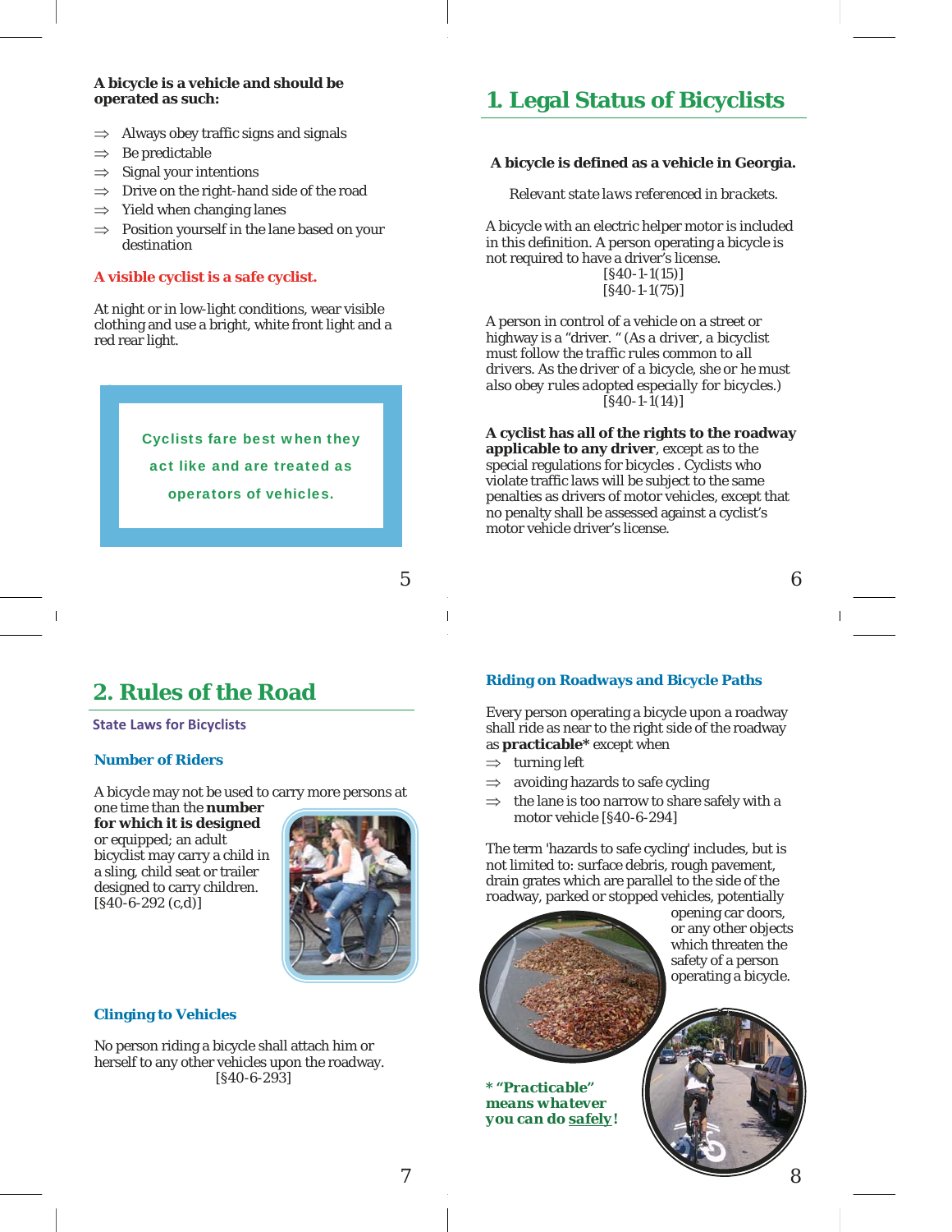**A bicycle is a vehicle and should be operated as such:**

⇒ Always obey traffic signs and signals
⇒ Be predictable
⇒ Signal your intentions
⇒ Drive on the right-hand side of the road
⇒ Yield when changing lanes
⇒ Position yourself in the lane based on your destination

**A visible cyclist is a safe cyclist.**

At night or in low-light conditions, wear visible clothing and use a bright, white front light and a red rear light.

> **Cyclists fare best when they act like and are treated as operators of vehicles.**

# 1. Legal Status of Bicyclists

**A bicycle is defined as a vehicle in Georgia.**

*Relevant state laws referenced in brackets.*

A bicycle with an electric helper motor is included in this definition. A person operating a bicycle is not required to have a driver's license.
[§40-1-1(15)]
[§40-1-1(75)]

A person in control of a vehicle on a street or highway is a "driver. " (As a driver, a bicyclist must follow the traffic rules common to all drivers. As the driver of a bicycle, she or he must also obey rules adopted especially for bicycles.)
[§40-1-1(14)]

**A cyclist has all of the rights to the roadway applicable to any driver**, except as to the special regulations for bicycles . Cyclists who violate traffic laws will be subject to the same penalties as drivers of motor vehicles, except that no penalty shall be assessed against a cyclist's motor vehicle driver's license.

# 2. Rules of the Road

## State Laws for Bicyclists

### Number of Riders

A bicycle may not be used to carry more persons at one time than the **number for which it is designed** or equipped; an adult bicyclist may carry a child in a sling, child seat or trailer designed to carry children.
[§40-6-292 (c,d)]

### Clinging to Vehicles

No person riding a bicycle shall attach him or herself to any other vehicles upon the roadway.
[§40-6-293]

### Riding on Roadways and Bicycle Paths

Every person operating a bicycle upon a roadway shall ride as near to the right side of the roadway as **practicable*** except when

⇒ turning left
⇒ avoiding hazards to safe cycling
⇒ the lane is too narrow to share safely with a motor vehicle [§40-6-294]

The term 'hazards to safe cycling' includes, but is not limited to: surface debris, rough pavement, drain grates which are parallel to the side of the roadway, parked or stopped vehicles, potentially opening car doors, or any other objects which threaten the safety of a person operating a bicycle.

**\* "Practicable" means whatever you can do <u>safely</u>!**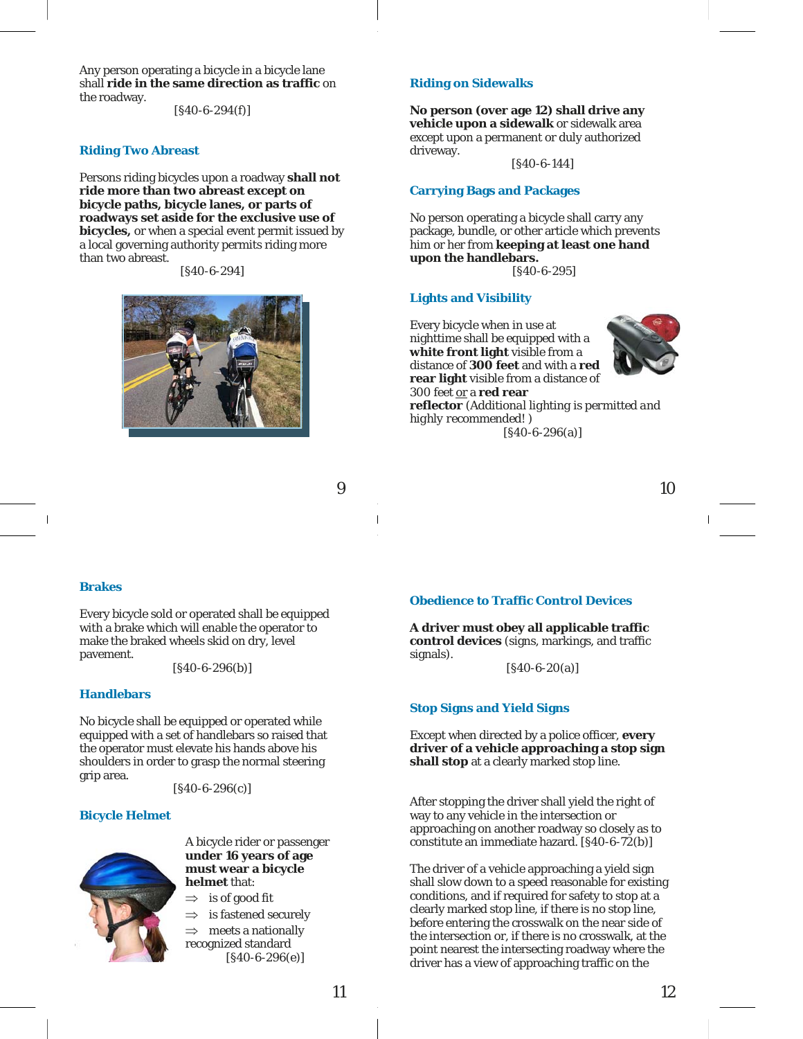Any person operating a bicycle in a bicycle lane shall **ride in the same direction as traffic** on the roadway.

[§40-6-294(f)]

### Riding Two Abreast

Persons riding bicycles upon a roadway **shall not ride more than two abreast except on bicycle paths, bicycle lanes, or parts of roadways set aside for the exclusive use of bicycles,** or when a special event permit issued by a local governing authority permits riding more than two abreast.

[§40-6-294]

### Riding on Sidewalks

**No person (over age 12) shall drive any vehicle upon a sidewalk** or sidewalk area except upon a permanent or duly authorized driveway.

[§40-6-144]

### Carrying Bags and Packages

No person operating a bicycle shall carry any package, bundle, or other article which prevents him or her from **keeping at least one hand upon the handlebars.**

[§40-6-295]

### Lights and Visibility

Every bicycle when in use at nighttime shall be equipped with a **white front light** visible from a distance of **300 feet** and with a **red rear light** visible from a distance of 300 feet <u>or</u> a **red rear reflector** (Additional lighting is permitted *and highly recommended!* )

[§40-6-296(a)]

### Brakes

Every bicycle sold or operated shall be equipped with a brake which will enable the operator to make the braked wheels skid on dry, level pavement.

[§40-6-296(b)]

### Handlebars

No bicycle shall be equipped or operated while equipped with a set of handlebars so raised that the operator must elevate his hands above his shoulders in order to grasp the normal steering grip area.

[§40-6-296(c)]

### Bicycle Helmet

A bicycle rider or passenger **under 16 years of age must wear a bicycle helmet** that:

- ⇒ is of good fit
- ⇒ is fastened securely
- ⇒ meets a nationally recognized standard

[§40-6-296(e)]

### Obedience to Traffic Control Devices

**A driver must obey all applicable traffic control devices** (signs, markings, and traffic signals).

[§40-6-20(a)]

### Stop Signs and Yield Signs

Except when directed by a police officer, **every driver of a vehicle approaching a stop sign shall stop** at a clearly marked stop line.

After stopping the driver shall yield the right of way to any vehicle in the intersection or approaching on another roadway so closely as to constitute an immediate hazard. [§40-6-72(b)]

The driver of a vehicle approaching a yield sign shall slow down to a speed reasonable for existing conditions, and if required for safety to stop at a clearly marked stop line, if there is no stop line, before entering the crosswalk on the near side of the intersection or, if there is no crosswalk, at the point nearest the intersecting roadway where the driver has a view of approaching traffic on the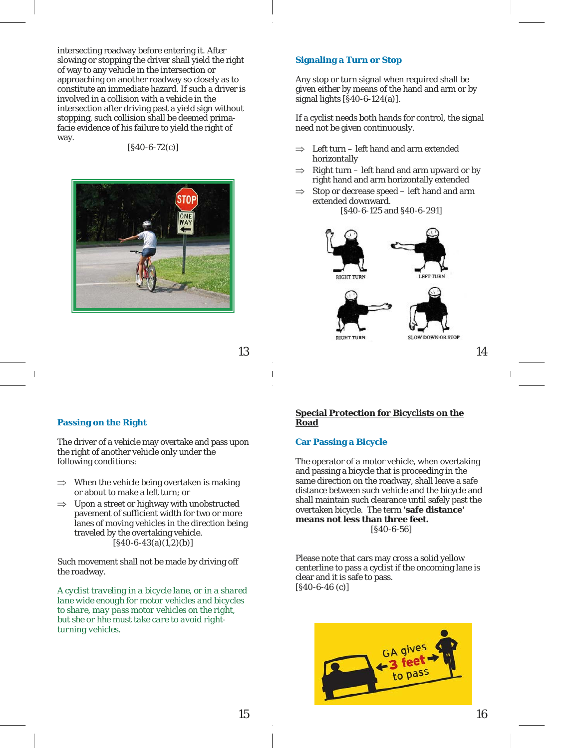intersecting roadway before entering it. After slowing or stopping the driver shall yield the right of way to any vehicle in the intersection or approaching on another roadway so closely as to constitute an immediate hazard. If such a driver is involved in a collision with a vehicle in the intersection after driving past a yield sign without stopping, such collision shall be deemed prima-facie evidence of his failure to yield the right of way.

[§40-6-72(c)]

### Signaling a Turn or Stop

Any stop or turn signal when required shall be given either by means of the hand and arm or by signal lights [§40-6-124(a)].

If a cyclist needs both hands for control, the signal need not be given continuously.

⇒ Left turn – left hand and arm extended horizontally

⇒ Right turn – left hand and arm upward or by right hand and arm horizontally extended

⇒ Stop or decrease speed – left hand and arm extended downward.

[§40-6-125 and §40-6-291]

### Passing on the Right

The driver of a vehicle may overtake and pass upon the right of another vehicle only under the following conditions:

⇒ When the vehicle being overtaken is making or about to make a left turn; or

⇒ Upon a street or highway with unobstructed pavement of sufficient width for two or more lanes of moving vehicles in the direction being traveled by the overtaking vehicle.

[§40-6-43(a)(1,2)(b)]

Such movement shall not be made by driving off the roadway.

*A cyclist traveling in a bicycle lane, or in a shared lane wide enough for motor vehicles and bicycles to share, may pass motor vehicles on the right, but she or hhe must take care to avoid right-turning vehicles.*

## Special Protection for Bicyclists on the Road

### Car Passing a Bicycle

The operator of a motor vehicle, when overtaking and passing a bicycle that is proceeding in the same direction on the roadway, shall leave a safe distance between such vehicle and the bicycle and shall maintain such clearance until safely past the overtaken bicycle. The term **'safe distance' means not less than three feet.**

[§40-6-56]

Please note that cars may cross a solid yellow centerline to pass a cyclist if the oncoming lane is clear and it is safe to pass.

[§40-6-46 (c)]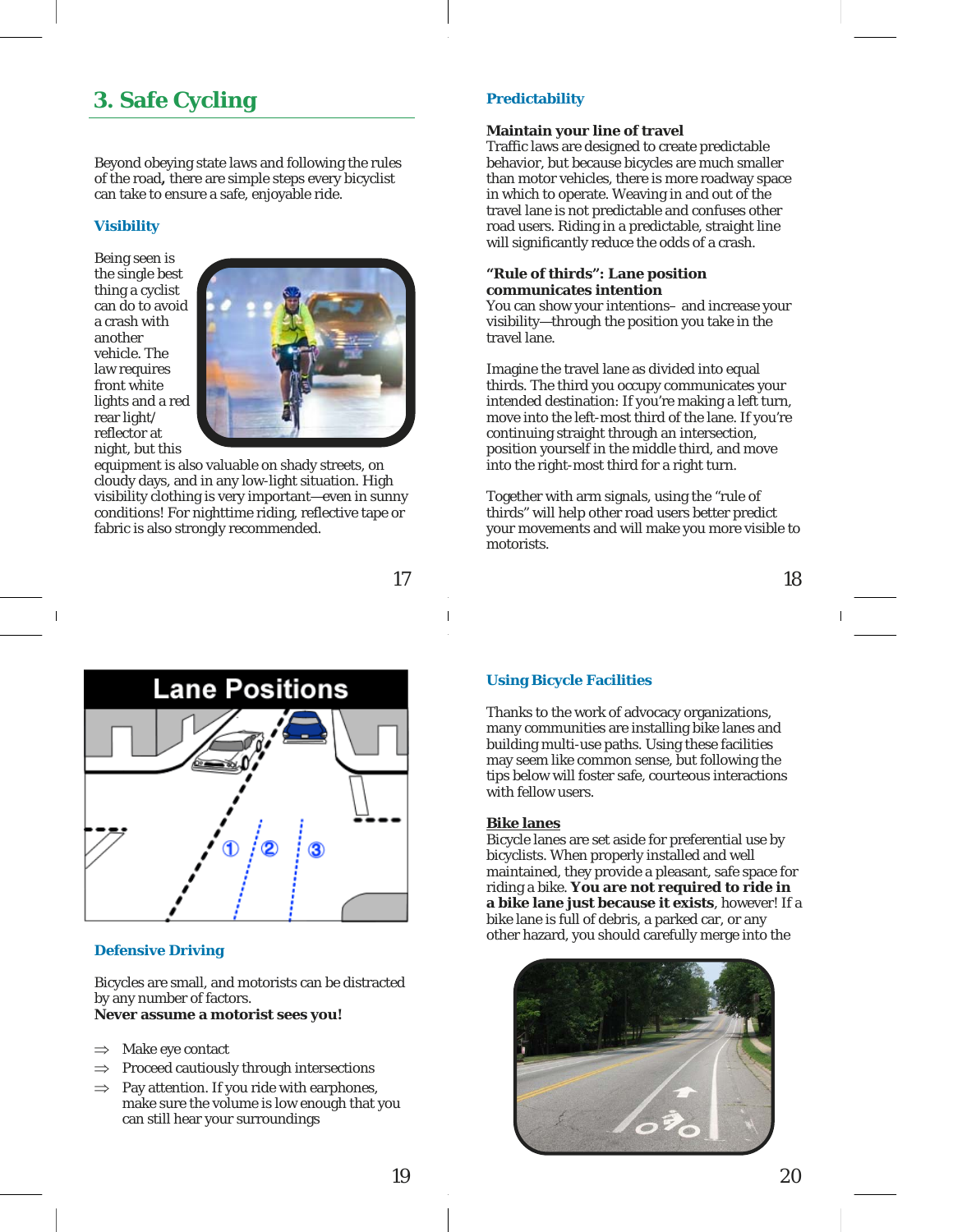## 3. Safe Cycling

Beyond obeying state laws and following the rules of the road, there are simple steps every bicyclist can take to ensure a safe, enjoyable ride.

### Visibility

Being seen is the single best thing a cyclist can do to avoid a crash with another vehicle. The law requires front white lights and a red rear light/ reflector at night, but this equipment is also valuable on shady streets, on cloudy days, and in any low-light situation. High visibility clothing is very important—even in sunny conditions! For nighttime riding, reflective tape or fabric is also strongly recommended.

### Predictability

**Maintain your line of travel**
Traffic laws are designed to create predictable behavior, but because bicycles are much smaller than motor vehicles, there is more roadway space in which to operate. Weaving in and out of the travel lane is not predictable and confuses other road users. Riding in a predictable, straight line will significantly reduce the odds of a crash.

**"Rule of thirds": Lane position communicates intention**
You can show your intentions– and increase your visibility—through the position you take in the travel lane.

Imagine the travel lane as divided into equal thirds. The third you occupy communicates your intended destination: If you're making a left turn, move into the left-most third of the lane. If you're continuing straight through an intersection, position yourself in the middle third, and move into the right-most third for a right turn.

Together with arm signals, using the "rule of thirds" will help other road users better predict your movements and will make you more visible to motorists.

Lane Positions

### Defensive Driving

Bicycles are small, and motorists can be distracted by any number of factors.
**Never assume a motorist sees you!**

- ⇒ Make eye contact
- ⇒ Proceed cautiously through intersections
- ⇒ Pay attention. If you ride with earphones, make sure the volume is low enough that you can still hear your surroundings

### Using Bicycle Facilities

Thanks to the work of advocacy organizations, many communities are installing bike lanes and building multi-use paths. Using these facilities may seem like common sense, but following the tips below will foster safe, courteous interactions with fellow users.

**Bike lanes**
Bicycle lanes are set aside for preferential use by bicyclists. When properly installed and well maintained, they provide a pleasant, safe space for riding a bike. **You are not required to ride in a bike lane just because it exists**, however! If a bike lane is full of debris, a parked car, or any other hazard, you should carefully merge into the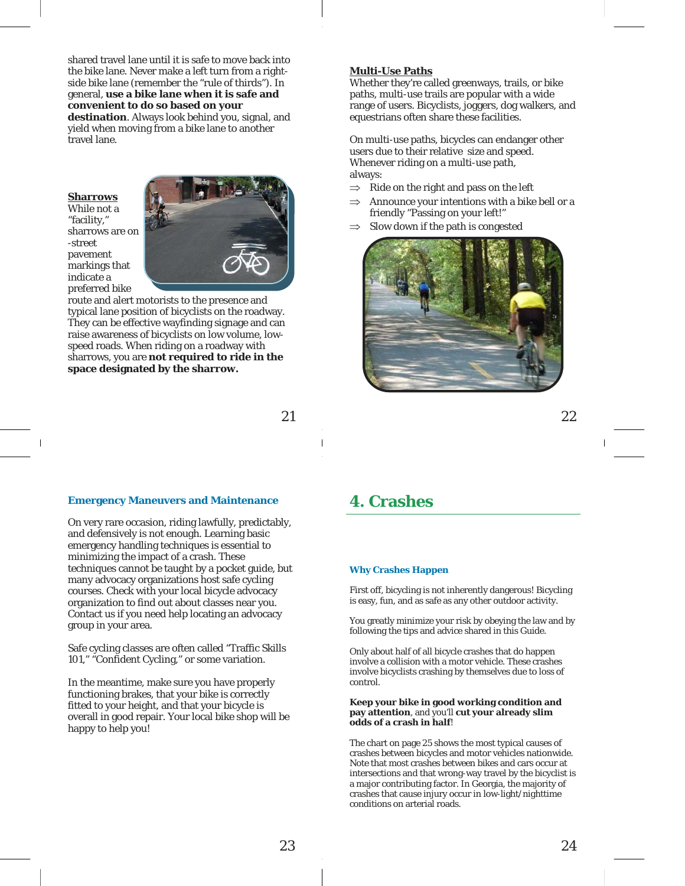shared travel lane until it is safe to move back into the bike lane. Never make a left turn from a right-side bike lane (remember the "rule of thirds"). In general, **use a bike lane when it is safe and convenient to do so based on your destination**. Always look behind you, signal, and yield when moving from a bike lane to another travel lane.

### Sharrows

While not a "facility," sharrows are on-street pavement markings that indicate a preferred bike route and alert motorists to the presence and typical lane position of bicyclists on the roadway. They can be effective wayfinding signage and can raise awareness of bicyclists on low volume, low-speed roads. When riding on a roadway with sharrows, you are **not required to ride in the space designated by the sharrow.**

### Multi-Use Paths

Whether they're called greenways, trails, or bike paths, multi-use trails are popular with a wide range of users. Bicyclists, joggers, dog walkers, and equestrians often share these facilities.

On multi-use paths, bicycles can endanger other users due to their relative size and speed. Whenever riding on a multi-use path, always:

⇒ Ride on the right and pass on the left

⇒ Announce your intentions with a bike bell or a friendly "Passing on your left!"

⇒ Slow down if the path is congested

### Emergency Maneuvers and Maintenance

On very rare occasion, riding lawfully, predictably, and defensively is not enough. Learning basic emergency handling techniques is essential to minimizing the impact of a crash. These techniques cannot be taught by a pocket guide, but many advocacy organizations host safe cycling courses. Check with your local bicycle advocacy organization to find out about classes near you. Contact us if you need help locating an advocacy group in your area.

Safe cycling classes are often called "Traffic Skills 101," "Confident Cycling," or some variation.

In the meantime, make sure you have properly functioning brakes, that your bike is correctly fitted to your height, and that your bicycle is overall in good repair. Your local bike shop will be happy to help you!

## 4. Crashes

### Why Crashes Happen

First off, bicycling is not inherently dangerous! Bicycling is easy, fun, and as safe as any other outdoor activity.

You greatly minimize your risk by obeying the law and by following the tips and advice shared in this Guide.

Only about half of all bicycle crashes that do happen involve a collision with a motor vehicle. These crashes involve bicyclists crashing by themselves due to loss of control.

**Keep your bike in good working condition and pay attention**, and you'll **cut your already slim odds of a crash in half**!

The chart on page 25 shows the most typical causes of crashes between bicycles and motor vehicles nationwide. Note that most crashes between bikes and cars occur at intersections and that wrong-way travel by the bicyclist is a major contributing factor. In Georgia, the majority of crashes that cause injury occur in low-light/nighttime conditions on arterial roads.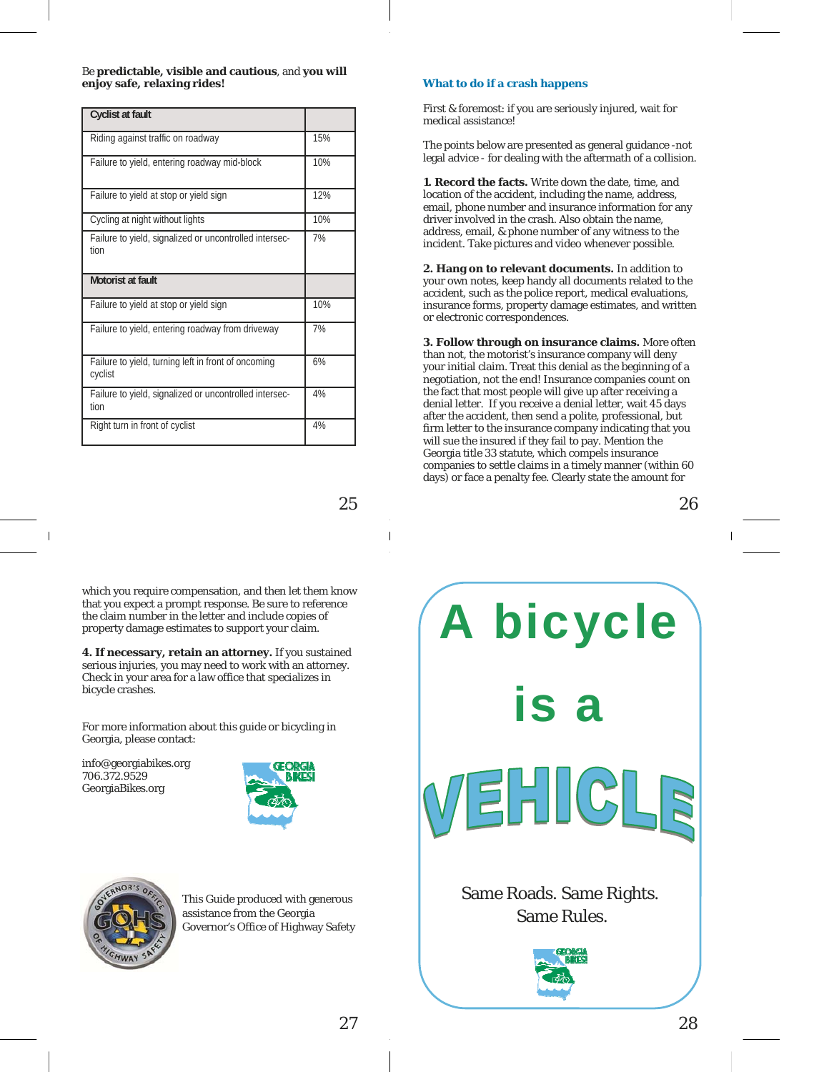Be **predictable, visible and cautious**, and **you will enjoy safe, relaxing rides!**

| Cyclist at fault | |
|---|---|
| Riding against traffic on roadway | 15% |
| Failure to yield, entering roadway mid-block | 10% |
| Failure to yield at stop or yield sign | 12% |
| Cycling at night without lights | 10% |
| Failure to yield, signalized or uncontrolled intersection | 7% |
| **Motorist at fault** | |
| Failure to yield at stop or yield sign | 10% |
| Failure to yield, entering roadway from driveway | 7% |
| Failure to yield, turning left in front of oncoming cyclist | 6% |
| Failure to yield, signalized or uncontrolled intersection | 4% |
| Right turn in front of cyclist | 4% |

### What to do if a crash happens

First & foremost: if you are seriously injured, wait for medical assistance!

The points below are presented as general guidance -not legal advice - for dealing with the aftermath of a collision.

**1. Record the facts.** Write down the date, time, and location of the accident, including the name, address, email, phone number and insurance information for any driver involved in the crash. Also obtain the name, address, email, & phone number of any witness to the incident. Take pictures and video whenever possible.

**2. Hang on to relevant documents.** In addition to your own notes, keep handy all documents related to the accident, such as the police report, medical evaluations, insurance forms, property damage estimates, and written or electronic correspondences.

**3. Follow through on insurance claims.** More often than not, the motorist's insurance company will deny your initial claim. Treat this denial as the beginning of a negotiation, not the end! Insurance companies count on the fact that most people will give up after receiving a denial letter. If you receive a denial letter, wait 45 days after the accident, then send a polite, professional, but firm letter to the insurance company indicating that you will sue the insured if they fail to pay. Mention the Georgia title 33 statute, which compels insurance companies to settle claims in a timely manner (within 60 days) or face a penalty fee. Clearly state the amount for which you require compensation, and then let them know that you expect a prompt response. Be sure to reference the claim number in the letter and include copies of property damage estimates to support your claim.

**4. If necessary, retain an attorney.** If you sustained serious injuries, you may need to work with an attorney. Check in your area for a law office that specializes in bicycle crashes.

For more information about this guide or bicycling in Georgia, please contact:

info@georgiabikes.org
706.372.9529
GeorgiaBikes.org

This Guide produced with generous assistance from the Georgia Governor's Office of Highway Safety

# A bicycle is a VEHICLE

Same Roads. Same Rights. Same Rules.